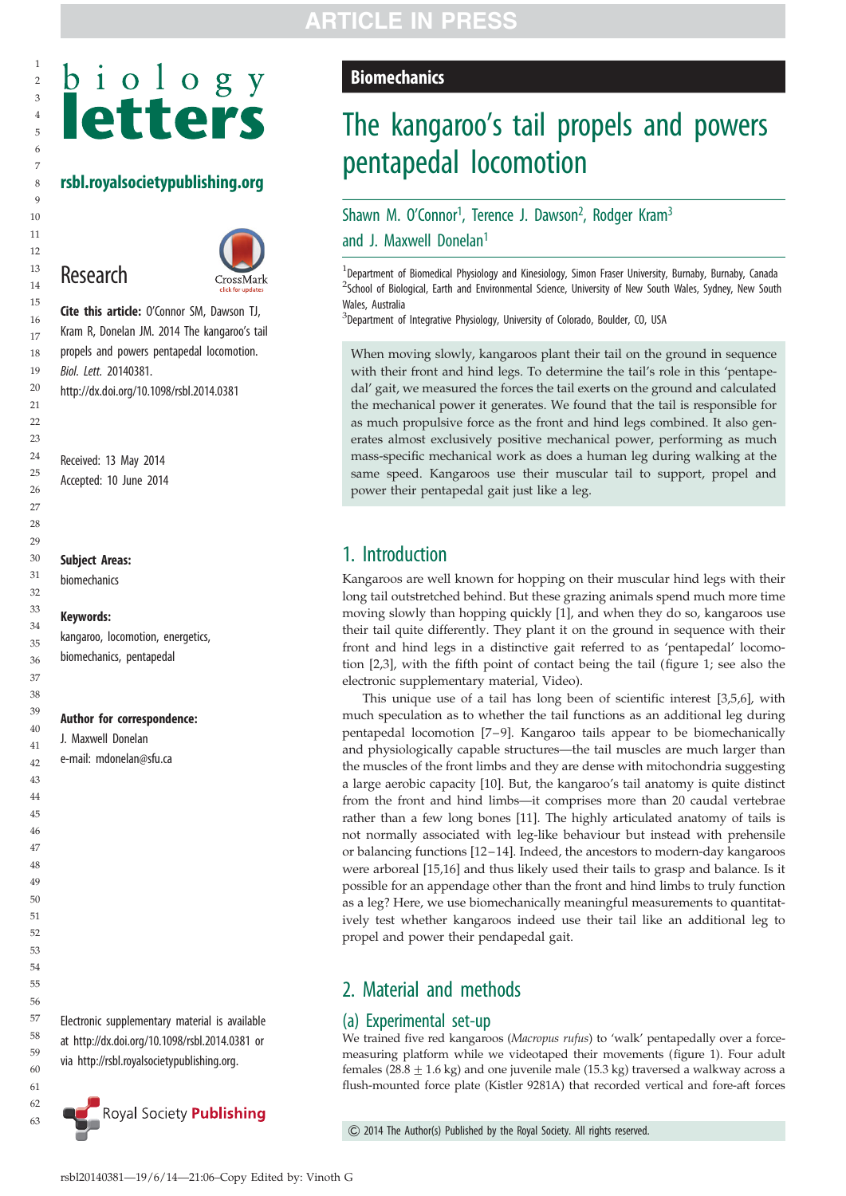Biomechanics

# The kangaroo's tail propels and powers pentapedal locomotion

Shawn M. O'Connor[1], Terence J. Dawson[2], Rodger Kram[3] and J. Maxwell Donelan[1]

[1]Department of Biomedical Physiology and Kinesiology, Simon Fraser University, Burnaby, Burnaby, Canada
[2]School of Biological, Earth and Environmental Science, University of New South Wales, Sydney, New South Wales, Australia
[3]Department of Integrative Physiology, University of Colorado, Boulder, CO, USA

rsbl.royalsocietypublishing.org

Research

**Cite this article:** O'Connor SM, Dawson TJ, Kram R, Donelan JM. 2014 The kangaroo's tail propels and powers pentapedal locomotion. *Biol. Lett.* 20140381. http://dx.doi.org/10.1098/rsbl.2014.0381

Received: 13 May 2014
Accepted: 10 June 2014

**Subject Areas:**
biomechanics

**Keywords:**
kangaroo, locomotion, energetics, biomechanics, pentapedal

**Author for correspondence:**
J. Maxwell Donelan
e-mail: mdonelan@sfu.ca

Electronic supplementary material is available at http://dx.doi.org/10.1098/rsbl.2014.0381 or via http://rsbl.royalsocietypublishing.org.

When moving slowly, kangaroos plant their tail on the ground in sequence with their front and hind legs. To determine the tail's role in this 'pentapedal' gait, we measured the forces the tail exerts on the ground and calculated the mechanical power it generates. We found that the tail is responsible for as much propulsive force as the front and hind legs combined. It also generates almost exclusively positive mechanical power, performing as much mass-specific mechanical work as does a human leg during walking at the same speed. Kangaroos use their muscular tail to support, propel and power their pentapedal gait just like a leg.

## 1. Introduction

Kangaroos are well known for hopping on their muscular hind legs with their long tail outstretched behind. But these grazing animals spend much more time moving slowly than hopping quickly [1], and when they do so, kangaroos use their tail quite differently. They plant it on the ground in sequence with their front and hind legs in a distinctive gait referred to as 'pentapedal' locomotion [2,3], with the fifth point of contact being the tail (figure 1; see also the electronic supplementary material, Video).

This unique use of a tail has long been of scientific interest [3,5,6], with much speculation as to whether the tail functions as an additional leg during pentapedal locomotion [7–9]. Kangaroo tails appear to be biomechanically and physiologically capable structures—the tail muscles are much larger than the muscles of the front limbs and they are dense with mitochondria suggesting a large aerobic capacity [10]. But, the kangaroo's tail anatomy is quite distinct from the front and hind limbs—it comprises more than 20 caudal vertebrae rather than a few long bones [11]. The highly articulated anatomy of tails is not normally associated with leg-like behaviour but instead with prehensile or balancing functions [12–14]. Indeed, the ancestors to modern-day kangaroos were arboreal [15,16] and thus likely used their tails to grasp and balance. Is it possible for an appendage other than the front and hind limbs to truly function as a leg? Here, we use biomechanically meaningful measurements to quantitatively test whether kangaroos indeed use their tail like an additional leg to propel and power their pendapedal gait.

## 2. Material and methods

### (a) Experimental set-up

We trained five red kangaroos (*Macropus rufus*) to 'walk' pentapedally over a force-measuring platform while we videotaped their movements (figure 1). Four adult females ($28.8 \pm 1.6$ kg) and one juvenile male (15.3 kg) traversed a walkway across a flush-mounted force plate (Kistler 9281A) that recorded vertical and fore-aft forces

© 2014 The Author(s) Published by the Royal Society. All rights reserved.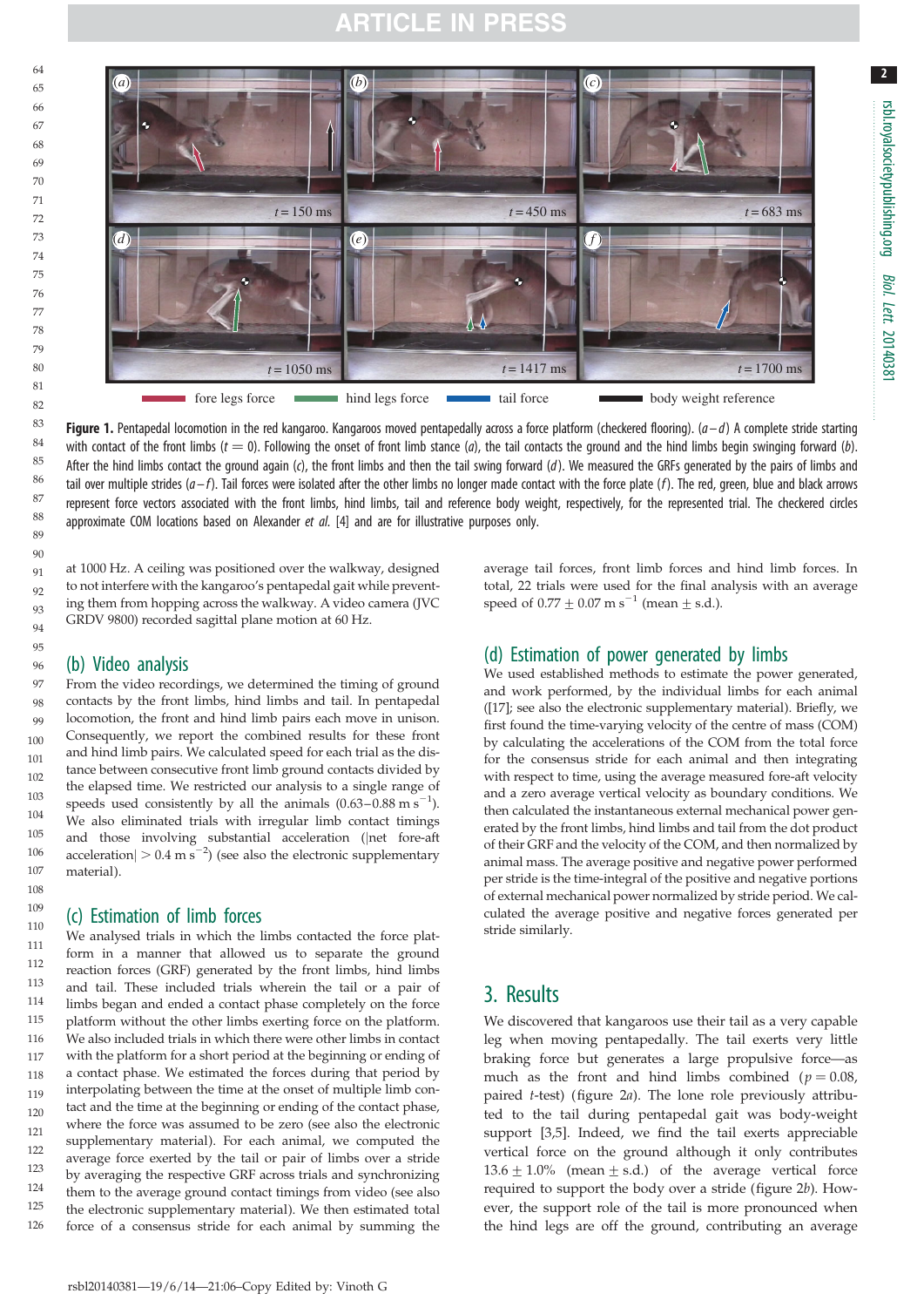**Figure 1.** Pentapedal locomotion in the red kangaroo. Kangaroos moved pentapedally across a force platform (checkered flooring). (*a*–*d*) A complete stride starting with contact of the front limbs ($t = 0$). Following the onset of front limb stance (*a*), the tail contacts the ground and the hind limbs begin swinging forward (*b*). After the hind limbs contact the ground again (*c*), the front limbs and then the tail swing forward (*d*). We measured the GRFs generated by the pairs of limbs and tail over multiple strides (*a*–*f*). Tail forces were isolated after the other limbs no longer made contact with the force plate (*f*). The red, green, blue and black arrows represent force vectors associated with the front limbs, hind limbs, tail and reference body weight, respectively, for the represented trial. The checkered circles approximate COM locations based on Alexander *et al.* [4] and are for illustrative purposes only.

at 1000 Hz. A ceiling was positioned over the walkway, designed to not interfere with the kangaroo's pentapedal gait while preventing them from hopping across the walkway. A video camera (JVC GRDV 9800) recorded sagittal plane motion at 60 Hz.

## (b) Video analysis

From the video recordings, we determined the timing of ground contacts by the front limbs, hind limbs and tail. In pentapedal locomotion, the front and hind limb pairs each move in unison. Consequently, we report the combined results for these front and hind limb pairs. We calculated speed for each trial as the distance between consecutive front limb ground contacts divided by the elapsed time. We restricted our analysis to a single range of speeds used consistently by all the animals (0.63–0.88 $\mathrm{m\,s^{-1}}$). We also eliminated trials with irregular limb contact timings and those involving substantial acceleration ($|$net fore-aft acceleration$| > 0.4\ \mathrm{m\,s^{-2}}$) (see also the electronic supplementary material).

## (c) Estimation of limb forces

We analysed trials in which the limbs contacted the force platform in a manner that allowed us to separate the ground reaction forces (GRF) generated by the front limbs, hind limbs and tail. These included trials wherein the tail or a pair of limbs began and ended a contact phase completely on the force platform without the other limbs exerting force on the platform. We also included trials in which there were other limbs in contact with the platform for a short period at the beginning or ending of a contact phase. We estimated the forces during that period by interpolating between the time at the onset of multiple limb contact and the time at the beginning or ending of the contact phase, where the force was assumed to be zero (see also the electronic supplementary material). For each animal, we computed the average force exerted by the tail or pair of limbs over a stride by averaging the respective GRF across trials and synchronizing them to the average ground contact timings from video (see also the electronic supplementary material). We then estimated total force of a consensus stride for each animal by summing the average tail forces, front limb forces and hind limb forces. In total, 22 trials were used for the final analysis with an average speed of $0.77 \pm 0.07\ \mathrm{m\,s^{-1}}$ (mean ± s.d.).

## (d) Estimation of power generated by limbs

We used established methods to estimate the power generated, and work performed, by the individual limbs for each animal ([17]; see also the electronic supplementary material). Briefly, we first found the time-varying velocity of the centre of mass (COM) by calculating the accelerations of the COM from the total force for the consensus stride for each animal and then integrating with respect to time, using the average measured fore-aft velocity and a zero average vertical velocity as boundary conditions. We then calculated the instantaneous external mechanical power generated by the front limbs, hind limbs and tail from the dot product of their GRF and the velocity of the COM, and then normalized by animal mass. The average positive and negative power performed per stride is the time-integral of the positive and negative portions of external mechanical power normalized by stride period. We calculated the average positive and negative forces generated per stride similarly.

## 3. Results

We discovered that kangaroos use their tail as a very capable leg when moving pentapedally. The tail exerts very little braking force but generates a large propulsive force—as much as the front and hind limbs combined ($p = 0.08$, paired *t*-test) (figure 2*a*). The lone role previously attributed to the tail during pentapedal gait was body-weight support [3,5]. Indeed, we find the tail exerts appreciable vertical force on the ground although it only contributes $13.6 \pm 1.0\%$ (mean ± s.d.) of the average vertical force required to support the body over a stride (figure 2*b*). However, the support role of the tail is more pronounced when the hind legs are off the ground, contributing an average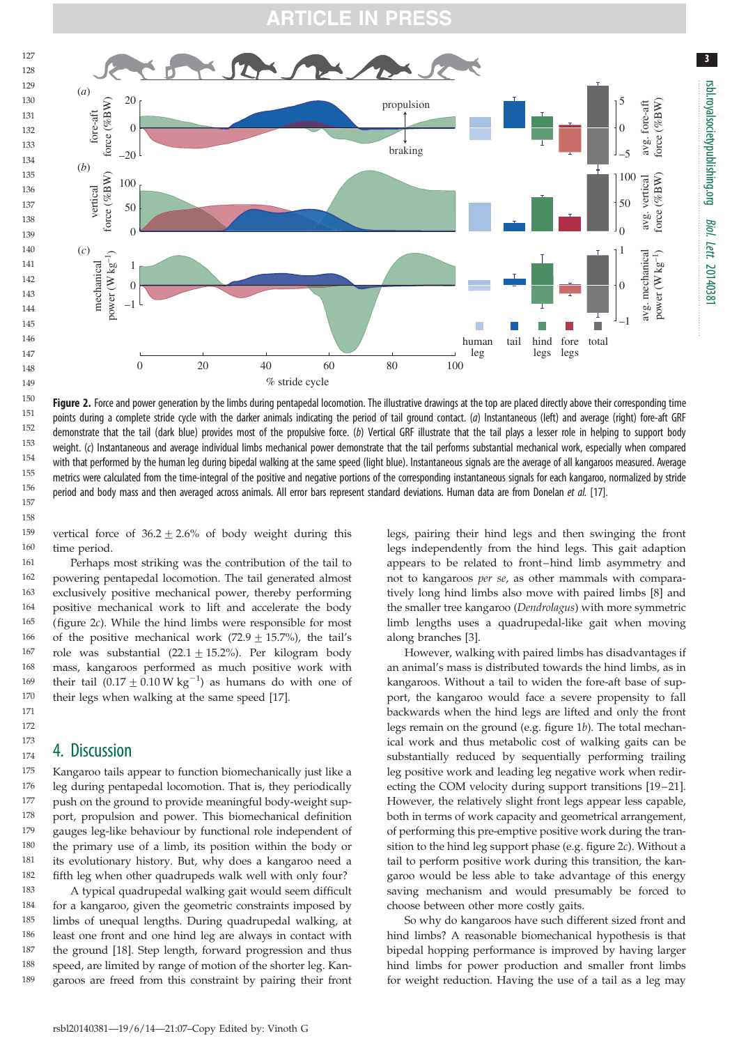**Figure 2.** Force and power generation by the limbs during pentapedal locomotion. The illustrative drawings at the top are placed directly above their corresponding time points during a complete stride cycle with the darker animals indicating the period of tail ground contact. (*a*) Instantaneous (left) and average (right) fore-aft GRF demonstrate that the tail (dark blue) provides most of the propulsive force. (*b*) Vertical GRF illustrate that the tail plays a lesser role in helping to support body weight. (*c*) Instantaneous and average individual limbs mechanical power demonstrate that the tail performs substantial mechanical work, especially when compared with that performed by the human leg during bipedal walking at the same speed (light blue). Instantaneous signals are the average of all kangaroos measured. Average metrics were calculated from the time-integral of the positive and negative portions of the corresponding instantaneous signals for each kangaroo, normalized by stride period and body mass and then averaged across animals. All error bars represent standard deviations. Human data are from Donelan *et al.* [17].

vertical force of $36.2 \pm 2.6\%$ of body weight during this time period.

Perhaps most striking was the contribution of the tail to powering pentapedal locomotion. The tail generated almost exclusively positive mechanical power, thereby performing positive mechanical work to lift and accelerate the body (figure 2*c*). While the hind limbs were responsible for most of the positive mechanical work ($72.9 \pm 15.7\%$), the tail's role was substantial ($22.1 \pm 15.2\%$). Per kilogram body mass, kangaroos performed as much positive work with their tail ($0.17 \pm 0.10\ \mathrm{W\ kg^{-1}}$) as humans do with one of their legs when walking at the same speed [17].

## 4. Discussion

Kangaroo tails appear to function biomechanically just like a leg during pentapedal locomotion. That is, they periodically push on the ground to provide meaningful body-weight support, propulsion and power. This biomechanical definition gauges leg-like behaviour by functional role independent of the primary use of a limb, its position within the body or its evolutionary history. But, why does a kangaroo need a fifth leg when other quadrupeds walk well with only four?

A typical quadrupedal walking gait would seem difficult for a kangaroo, given the geometric constraints imposed by limbs of unequal lengths. During quadrupedal walking, at least one front and one hind leg are always in contact with the ground [18]. Step length, forward progression and thus speed, are limited by range of motion of the shorter leg. Kangaroos are freed from this constraint by pairing their front legs, pairing their hind legs and then swinging the front legs independently from the hind legs. This gait adaption appears to be related to front–hind limb asymmetry and not to kangaroos *per se*, as other mammals with comparatively long hind limbs also move with paired limbs [8] and the smaller tree kangaroo (*Dendrolagus*) with more symmetric limb lengths uses a quadrupedal-like gait when moving along branches [3].

However, walking with paired limbs has disadvantages if an animal's mass is distributed towards the hind limbs, as in kangaroos. Without a tail to widen the fore-aft base of support, the kangaroo would face a severe propensity to fall backwards when the hind legs are lifted and only the front legs remain on the ground (e.g. figure 1*b*). The total mechanical work and thus metabolic cost of walking gaits can be substantially reduced by sequentially performing trailing leg positive work and leading leg negative work when redirecting the COM velocity during support transitions [19–21]. However, the relatively slight front legs appear less capable, both in terms of work capacity and geometrical arrangement, of performing this pre-emptive positive work during the transition to the hind leg support phase (e.g. figure 2*c*). Without a tail to perform positive work during this transition, the kangaroo would be less able to take advantage of this energy saving mechanism and would presumably be forced to choose between other more costly gaits.

So why do kangaroos have such different sized front and hind limbs? A reasonable biomechanical hypothesis is that bipedal hopping performance is improved by having larger hind limbs for power production and smaller front limbs for weight reduction. Having the use of a tail as a leg may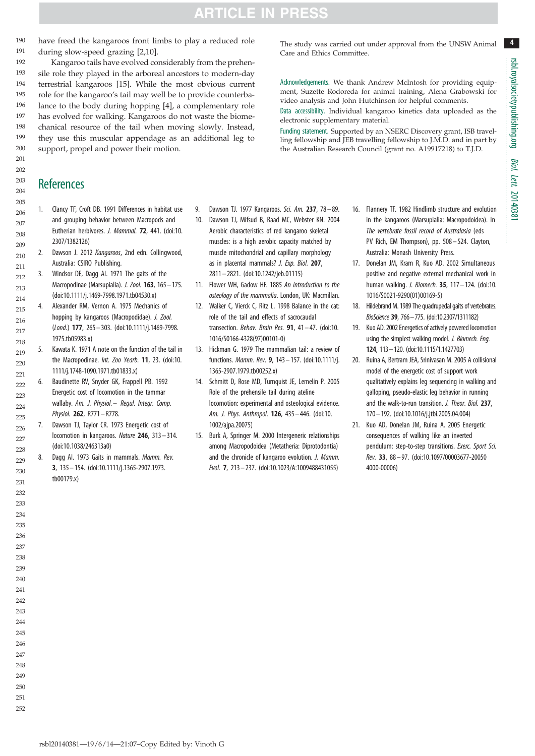have freed the kangaroos front limbs to play a reduced role during slow-speed grazing [2,10].

Kangaroo tails have evolved considerably from the prehensile role they played in the arboreal ancestors to modern-day terrestrial kangaroos [15]. While the most obvious current role for the kangaroo's tail may well be to provide counterbalance to the body during hopping [4], a complementary role has evolved for walking. Kangaroos do not waste the biomechanical resource of the tail when moving slowly. Instead, they use this muscular appendage as an additional leg to support, propel and power their motion.

The study was carried out under approval from the UNSW Animal Care and Ethics Committee.

Acknowledgements. We thank Andrew McIntosh for providing equipment, Suzette Rodoreda for animal training, Alena Grabowski for video analysis and John Hutchinson for helpful comments.

Data accessibility. Individual kangaroo kinetics data uploaded as the electronic supplementary material.

Funding statement. Supported by an NSERC Discovery grant, ISB travelling fellowship and JEB travelling fellowship to J.M.D. and in part by the Australian Research Council (grant no. A19917218) to T.J.D.

## References

1. Clancy TF, Croft DB. 1991 Differences in habitat use and grouping behavior between Macropods and Eutherian herbivores. *J. Mammal.* **72**, 441. (doi:10.2307/1382126)
2. Dawson J. 2012 *Kangaroos*, 2nd edn. Collingwood, Australia: CSIRO Publishing.
3. Windsor DE, Dagg AI. 1971 The gaits of the Macropodinae (Marsupialia). *J. Zool.* **163**, 165–175. (doi:10.1111/j.1469-7998.1971.tb04530.x)
4. Alexander RM, Vernon A. 1975 Mechanics of hopping by kangaroos (Macropodidae). *J. Zool. (Lond.)* **177**, 265–303. (doi:10.1111/j.1469-7998.1975.tb05983.x)
5. Kawata K. 1971 A note on the function of the tail in the Macropodinae. *Int. Zoo Yearb.* **11**, 23. (doi:10.1111/j.1748-1090.1971.tb01833.x)
6. Baudinette RV, Snyder GK, Frappell PB. 1992 Energetic cost of locomotion in the tammar wallaby. *Am. J. Physiol.– Regul. Integr. Comp. Physiol.* **262**, R771–R778.
7. Dawson TJ, Taylor CR. 1973 Energetic cost of locomotion in kangaroos. *Nature* **246**, 313–314. (doi:10.1038/246313a0)
8. Dagg AI. 1973 Gaits in mammals. *Mamm. Rev.* **3**, 135–154. (doi:10.1111/j.1365-2907.1973.tb00179.x)
9. Dawson TJ. 1977 Kangaroos. *Sci. Am.* **237**, 78–89.
10. Dawson TJ, Mifsud B, Raad MC, Webster KN. 2004 Aerobic characteristics of red kangaroo skeletal muscles: is a high aerobic capacity matched by muscle mitochondrial and capillary morphology as in placental mammals? *J. Exp. Biol.* **207**, 2811–2821. (doi:10.1242/jeb.01115)
11. Flower WH, Gadow HF. 1885 *An introduction to the osteology of the mammalia*. London, UK: Macmillan.
12. Walker C, Vierck C, Ritz L. 1998 Balance in the cat: role of the tail and effects of sacrocaudal transection. *Behav. Brain Res.* **91**, 41–47. (doi:10.1016/S0166-4328(97)00101-0)
13. Hickman G. 1979 The mammalian tail: a review of functions. *Mamm. Rev.* **9**, 143–157. (doi:10.1111/j.1365-2907.1979.tb00252.x)
14. Schmitt D, Rose MD, Turnquist JE, Lemelin P. 2005 Role of the prehensile tail during ateline locomotion: experimental and osteological evidence. *Am. J. Phys. Anthropol.* **126**, 435–446. (doi:10.1002/ajpa.20075)
15. Burk A, Springer M. 2000 Intergeneric relationships among Macropodoidea (Metatheria: Diprotodontia) and the chronicle of kangaroo evolution. *J. Mamm. Evol.* **7**, 213–237. (doi:10.1023/A:1009488431055)
16. Flannery TF. 1982 Hindlimb structure and evolution in the kangaroos (Marsupialia: Macropodoidea). In *The vertebrate fossil record of Australasia* (eds PV Rich, EM Thompson), pp. 508–524. Clayton, Australia: Monash University Press.
17. Donelan JM, Kram R, Kuo AD. 2002 Simultaneous positive and negative external mechanical work in human walking. *J. Biomech.* **35**, 117–124. (doi:10.1016/S0021-9290(01)00169-5)
18. Hildebrand M. 1989 The quadrupedal gaits of vertebrates. *BioScience* **39**, 766–775. (doi:10.2307/1311182)
19. Kuo AD. 2002 Energetics of actively powered locomotion using the simplest walking model. *J. Biomech. Eng.* **124**, 113–120. (doi:10.1115/1.1427703)
20. Ruina A, Bertram JEA, Srinivasan M. 2005 A collisional model of the energetic cost of support work qualitatively explains leg sequencing in walking and galloping, pseudo-elastic leg behavior in running and the walk-to-run transition. *J. Theor. Biol.* **237**, 170–192. (doi:10.1016/j.jtbi.2005.04.004)
21. Kuo AD, Donelan JM, Ruina A. 2005 Energetic consequences of walking like an inverted pendulum: step-to-step transitions. *Exerc. Sport Sci. Rev.* **33**, 88–97. (doi:10.1097/00003677-200504000-00006)